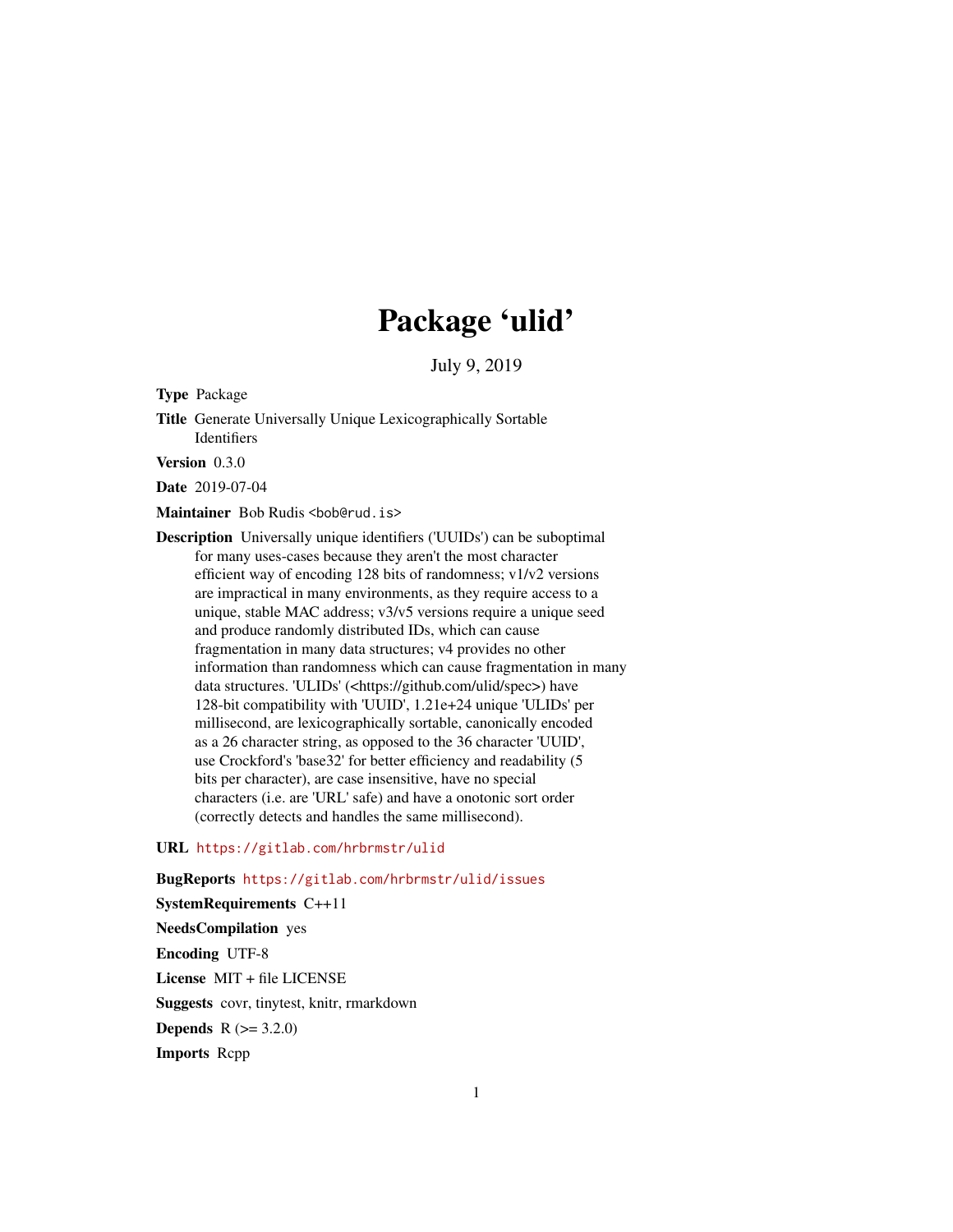# Package 'ulid'

July 9, 2019

**Type** Package

**Title** Generate Universally Unique Lexicographically Sortable Identifiers

**Version** 0.3.0

**Date** 2019-07-04

**Maintainer** Bob Rudis <bob@rud.is>

**Description** Universally unique identifiers ('UUIDs') can be suboptimal for many uses-cases because they aren't the most character efficient way of encoding 128 bits of randomness; v1/v2 versions are impractical in many environments, as they require access to a unique, stable MAC address; v3/v5 versions require a unique seed and produce randomly distributed IDs, which can cause fragmentation in many data structures; v4 provides no other information than randomness which can cause fragmentation in many data structures. 'ULIDs' (<https://github.com/ulid/spec>) have 128-bit compatibility with 'UUID', 1.21e+24 unique 'ULIDs' per millisecond, are lexicographically sortable, canonically encoded as a 26 character string, as opposed to the 36 character 'UUID', use Crockford's 'base32' for better efficiency and readability (5 bits per character), are case insensitive, have no special characters (i.e. are 'URL' safe) and have a onotonic sort order (correctly detects and handles the same millisecond).

**URL** https://gitlab.com/hrbrmstr/ulid

**BugReports** https://gitlab.com/hrbrmstr/ulid/issues

**SystemRequirements** C++11

**NeedsCompilation** yes

**Encoding** UTF-8

**License** MIT + file LICENSE

**Suggests** covr, tinytest, knitr, rmarkdown

**Depends** R (>= 3.2.0)

**Imports** Rcpp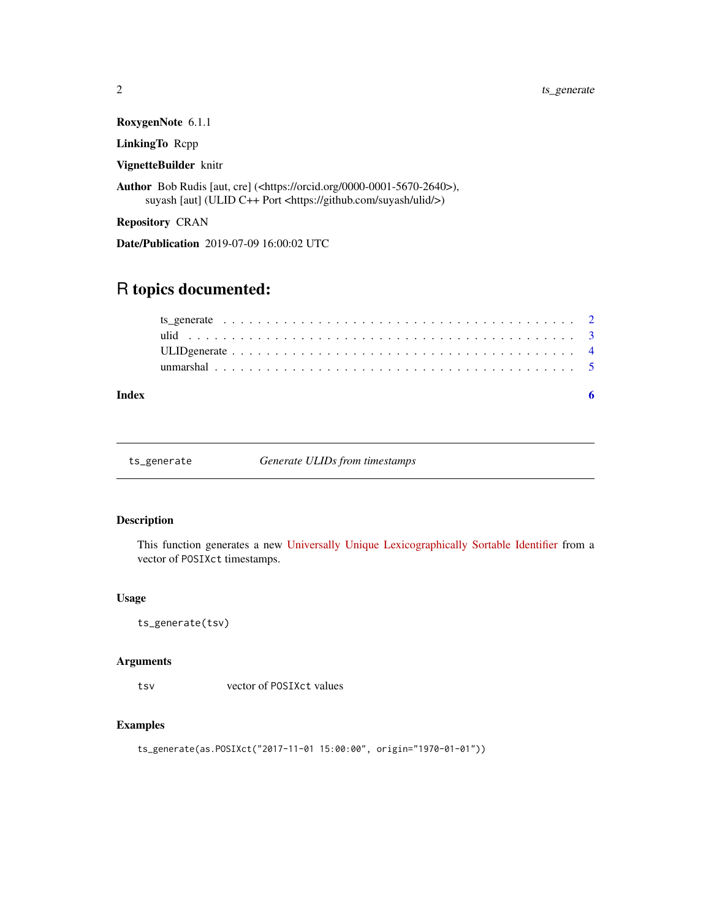**RoxygenNote** 6.1.1

**LinkingTo** Rcpp

**VignetteBuilder** knitr

**Author** Bob Rudis [aut, cre] (<https://orcid.org/0000-0001-5670-2640>),
suyash [aut] (ULID C++ Port <https://github.com/suyash/ulid/>)

**Repository** CRAN

**Date/Publication** 2019-07-09 16:00:02 UTC

# R topics documented:

ts_generate . . . . . . . . . . . . . . . . . . . . . . . . . . . . . . . . . . . . . . . 2
ulid . . . . . . . . . . . . . . . . . . . . . . . . . . . . . . . . . . . . . . . . . . . 3
ULIDgenerate . . . . . . . . . . . . . . . . . . . . . . . . . . . . . . . . . . . . . . 4
unmarshal . . . . . . . . . . . . . . . . . . . . . . . . . . . . . . . . . . . . . . . 5

**Index** **6**

---

`ts_generate` *Generate ULIDs from timestamps*

---

### Description

This function generates a new Universally Unique Lexicographically Sortable Identifier from a vector of `POSIXct` timestamps.

### Usage

```
ts_generate(tsv)
```

### Arguments

`tsv` vector of `POSIXct` values

### Examples

```
ts_generate(as.POSIXct("2017-11-01 15:00:00", origin="1970-01-01"))
```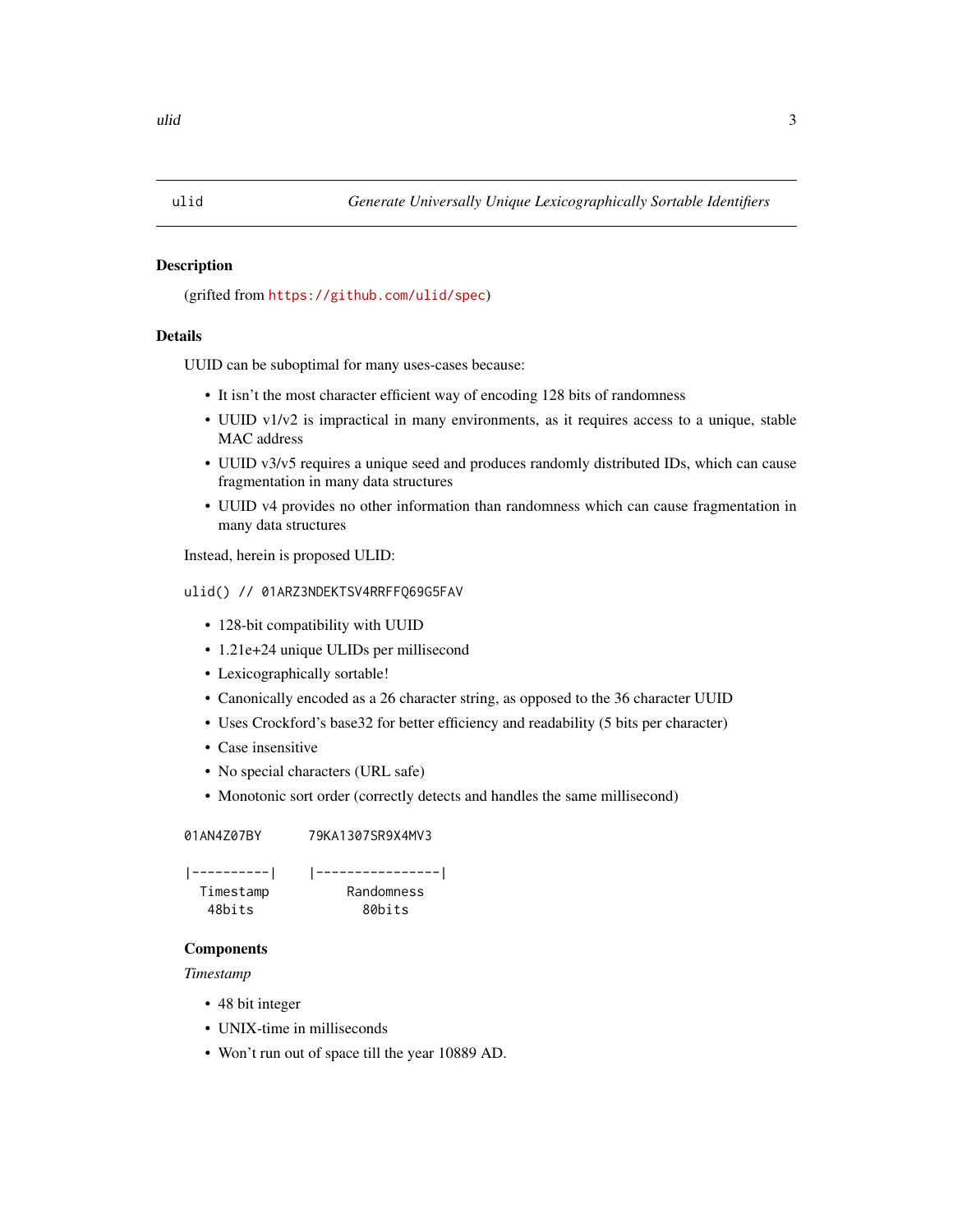## ulid — *Generate Universally Unique Lexicographically Sortable Identifiers*

### Description

(grifted from https://github.com/ulid/spec)

### Details

UUID can be suboptimal for many uses-cases because:

- It isn't the most character efficient way of encoding 128 bits of randomness
- UUID v1/v2 is impractical in many environments, as it requires access to a unique, stable MAC address
- UUID v3/v5 requires a unique seed and produces randomly distributed IDs, which can cause fragmentation in many data structures
- UUID v4 provides no other information than randomness which can cause fragmentation in many data structures

Instead, herein is proposed ULID:

```
ulid() // 01ARZ3NDEKTSV4RRFFQ69G5FAV
```

- 128-bit compatibility with UUID
- 1.21e+24 unique ULIDs per millisecond
- Lexicographically sortable!
- Canonically encoded as a 26 character string, as opposed to the 36 character UUID
- Uses Crockford's base32 for better efficiency and readability (5 bits per character)
- Case insensitive
- No special characters (URL safe)
- Monotonic sort order (correctly detects and handles the same millisecond)

```
01AN4Z07BY      79KA1307SR9X4MV3

|----------|    |----------------|
  Timestamp          Randomness
   48bits              80bits
```

#### Components

*Timestamp*

- 48 bit integer
- UNIX-time in milliseconds
- Won't run out of space till the year 10889 AD.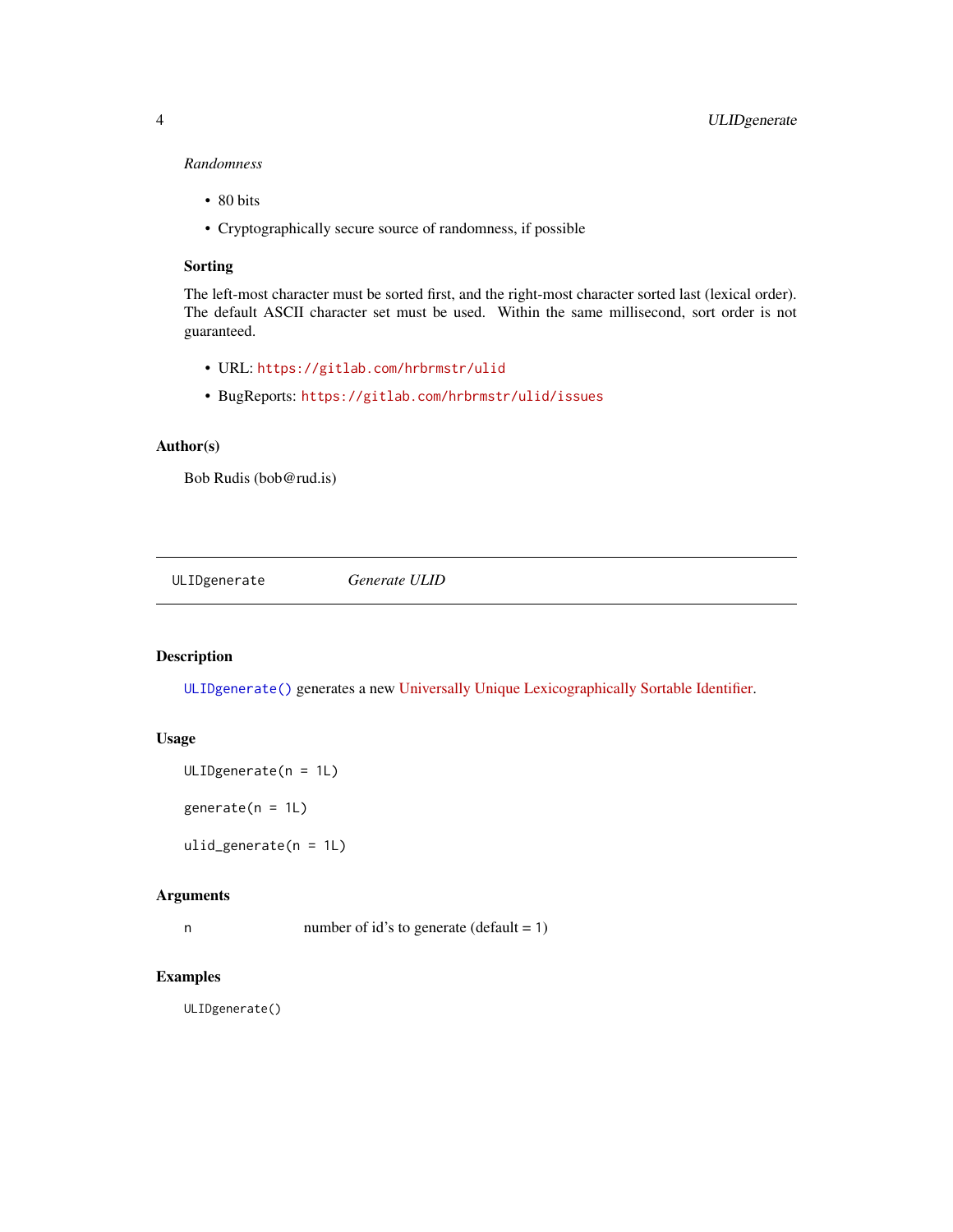*Randomness*

- 80 bits
- Cryptographically secure source of randomness, if possible

### Sorting

The left-most character must be sorted first, and the right-most character sorted last (lexical order). The default ASCII character set must be used. Within the same millisecond, sort order is not guaranteed.

- URL: https://gitlab.com/hrbrmstr/ulid
- BugReports: https://gitlab.com/hrbrmstr/ulid/issues

## Author(s)

Bob Rudis (bob@rud.is)

---

# ULIDgenerate — *Generate ULID*

---

## Description

`ULIDgenerate()` generates a new Universally Unique Lexicographically Sortable Identifier.

## Usage

```
ULIDgenerate(n = 1L)

generate(n = 1L)

ulid_generate(n = 1L)
```

## Arguments

| | |
|---|---|
| n | number of id's to generate (default = 1) |

## Examples

```
ULIDgenerate()
```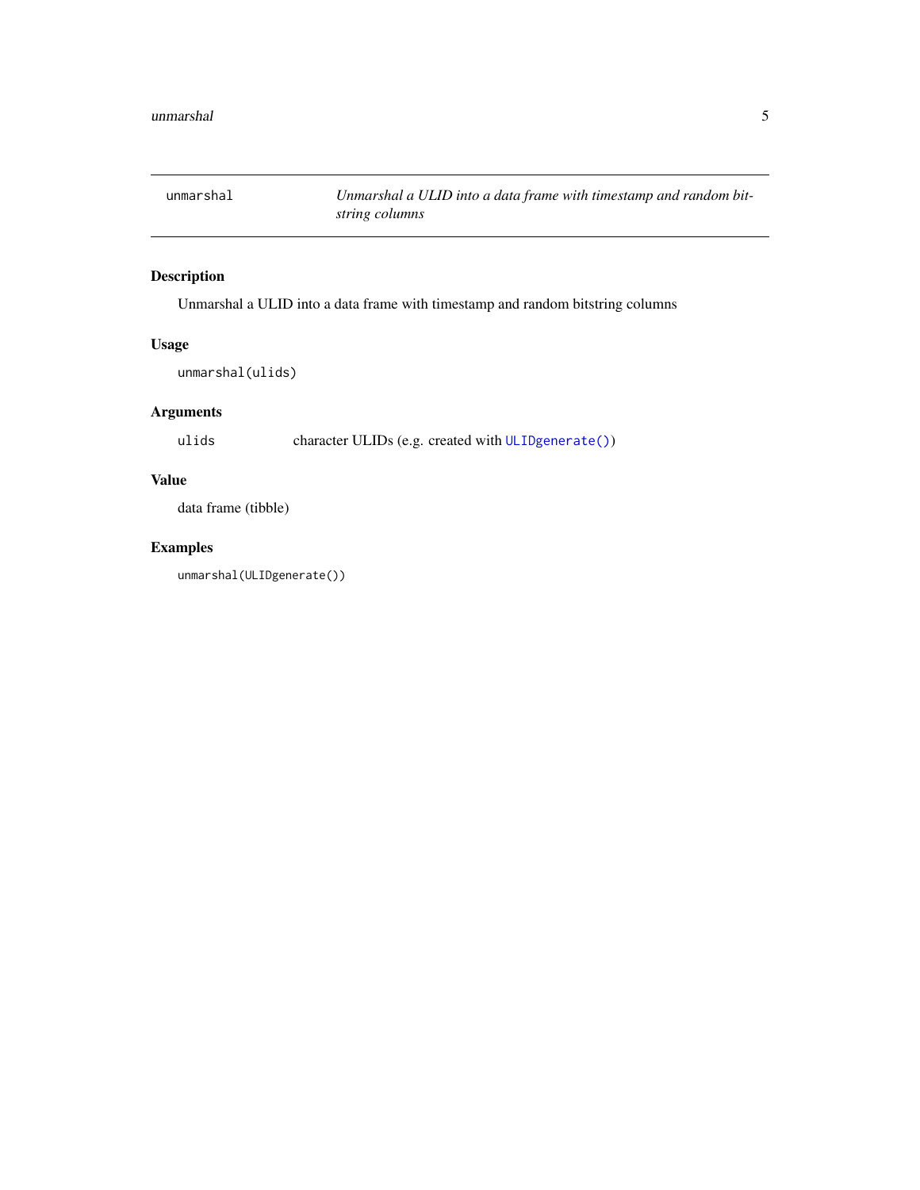`unmarshal` *Unmarshal a ULID into a data frame with timestamp and random bitstring columns*

## Description

Unmarshal a ULID into a data frame with timestamp and random bitstring columns

## Usage

```
unmarshal(ulids)
```

## Arguments

| | |
|---|---|
| `ulids` | character ULIDs (e.g. created with `ULIDgenerate()`) |

## Value

data frame (tibble)

## Examples

```
unmarshal(ULIDgenerate())
```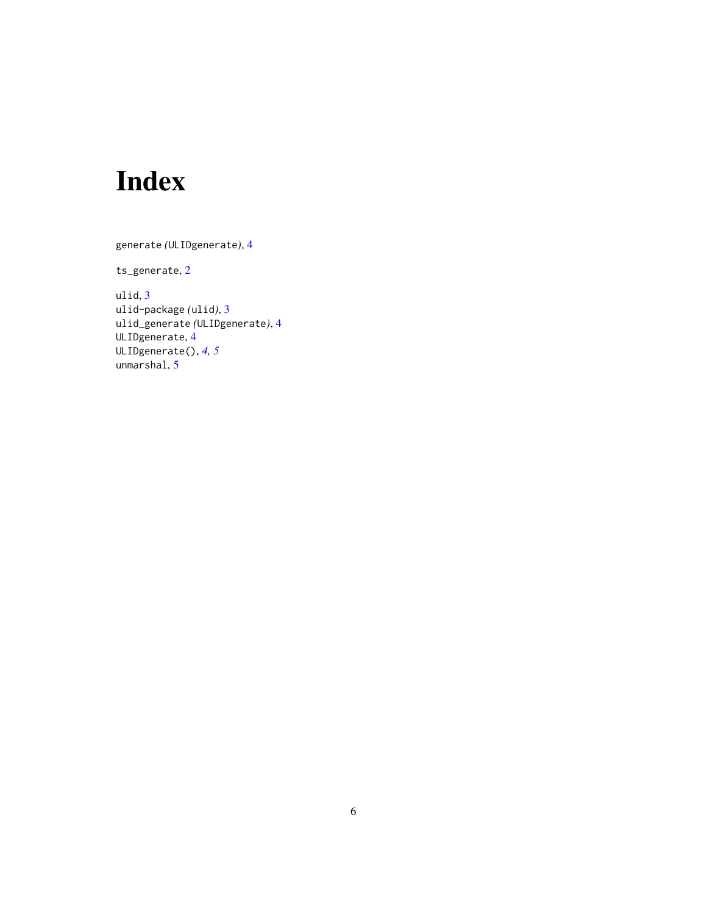# Index

generate (ULIDgenerate), 4

ts_generate, 2

ulid, 3
ulid-package (ulid), 3
ulid_generate (ULIDgenerate), 4
ULIDgenerate, 4
ULIDgenerate(), *4, 5*
unmarshal, 5